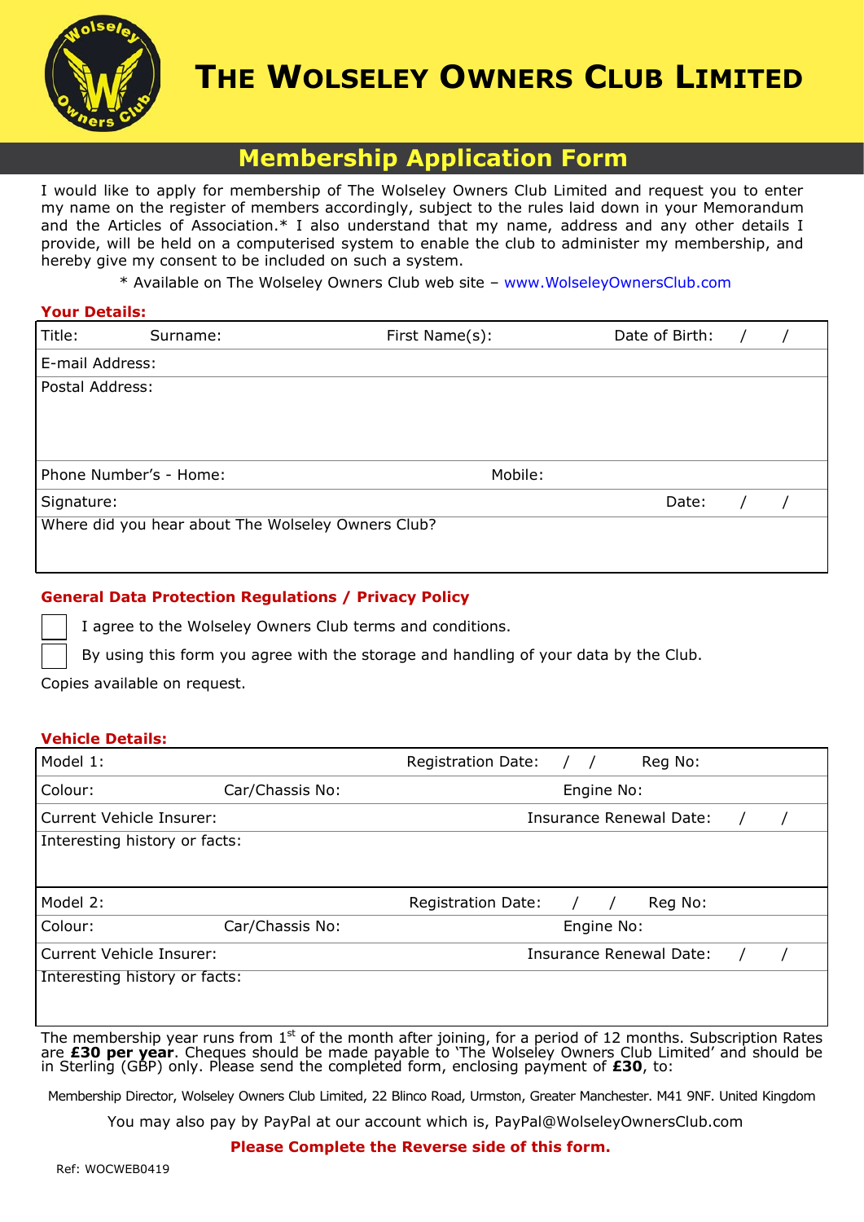# The Wolseley Owners Club Limited

## Membership Application Form

I would like to apply for membership of The Wolseley Owners Club Limited and request you to enter my name on the register of members accordingly, subject to the rules laid down in your Memorandum and the Articles of Association.* I also understand that my name, address and any other details I provide, will be held on a computerised system to enable the club to administer my membership, and hereby give my consent to be included on such a system.

\* Available on The Wolseley Owners Club web site – www.WolseleyOwnersClub.com

### Your Details:

| | | | |
|---|---|---|---|
| Title: | Surname: | First Name(s): | Date of Birth: / / |
| E-mail Address: | | | |
| Postal Address: | | | |
| Phone Number's - Home: | | Mobile: | |
| Signature: | | | Date: / / |
| Where did you hear about The Wolseley Owners Club? | | | |

### General Data Protection Regulations / Privacy Policy

- [ ] I agree to the Wolseley Owners Club terms and conditions.
- [ ] By using this form you agree with the storage and handling of your data by the Club.

Copies available on request.

### Vehicle Details:

| | | | |
|---|---|---|---|
| Model 1: | | Registration Date: / / | Reg No: |
| Colour: | Car/Chassis No: | Engine No: | |
| Current Vehicle Insurer: | | Insurance Renewal Date: / / | |
| Interesting history or facts: | | | |
| Model 2: | | Registration Date: / / | Reg No: |
| Colour: | Car/Chassis No: | Engine No: | |
| Current Vehicle Insurer: | | Insurance Renewal Date: / / | |
| Interesting history or facts: | | | |

The membership year runs from 1st of the month after joining, for a period of 12 months. Subscription Rates are **£30 per year**. Cheques should be made payable to 'The Wolseley Owners Club Limited' and should be in Sterling (GBP) only. Please send the completed form, enclosing payment of **£30**, to:

Membership Director, Wolseley Owners Club Limited, 22 Blinco Road, Urmston, Greater Manchester. M41 9NF. United Kingdom

You may also pay by PayPal at our account which is, PayPal@WolseleyOwnersClub.com

**Please Complete the Reverse side of this form.**

Ref: WOCWEB0419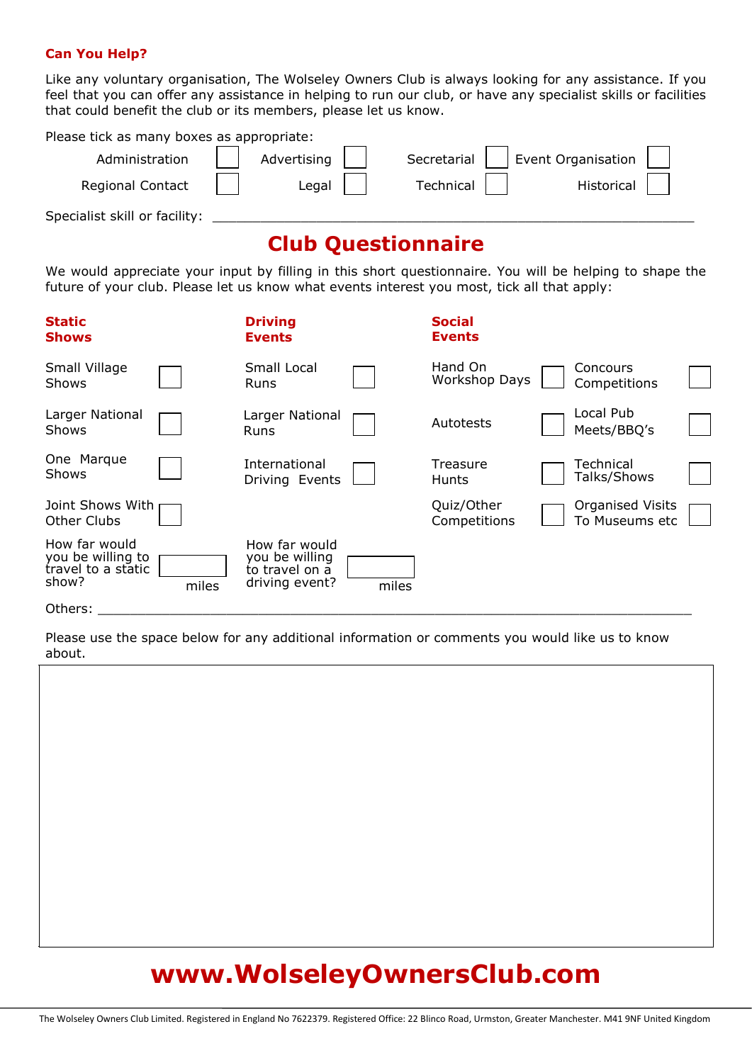### Can You Help?

Like any voluntary organisation, The Wolseley Owners Club is always looking for any assistance. If you feel that you can offer any assistance in helping to run our club, or have any specialist skills or facilities that could benefit the club or its members, please let us know.

Please tick as many boxes as appropriate:

| | | | | | | | |
|---|---|---|---|---|---|---|---|
| Administration | ☐ | Advertising | ☐ | Secretarial | ☐ | Event Organisation | ☐ |
| Regional Contact | ☐ | Legal | ☐ | Technical | ☐ | Historical | ☐ |

Specialist skill or facility: ____________________________________________________________

## Club Questionnaire

We would appreciate your input by filling in this short questionnaire. You will be helping to shape the future of your club. Please let us know what events interest you most, tick all that apply:

| Static Shows | | Driving Events | | Social Events | | | |
|---|---|---|---|---|---|---|---|
| Small Village Shows | ☐ | Small Local Runs | ☐ | Hand On Workshop Days | ☐ | Concours Competitions | ☐ |
| Larger National Shows | ☐ | Larger National Runs | ☐ | Autotests | ☐ | Local Pub Meets/BBQ's | ☐ |
| One Marque Shows | ☐ | International Driving Events | ☐ | Treasure Hunts | ☐ | Technical Talks/Shows | ☐ |
| Joint Shows With Other Clubs | ☐ | | | Quiz/Other Competitions | ☐ | Organised Visits To Museums etc | ☐ |
| How far would you be willing to travel to a static show? | ______ miles | How far would you be willing to travel on a driving event? | ______ miles | | | | |

Others: ____________________________________________________________

Please use the space below for any additional information or comments you would like us to know about.

## www.WolseleyOwnersClub.com

The Wolseley Owners Club Limited. Registered in England No 7622379. Registered Office: 22 Blinco Road, Urmston, Greater Manchester. M41 9NF United Kingdom